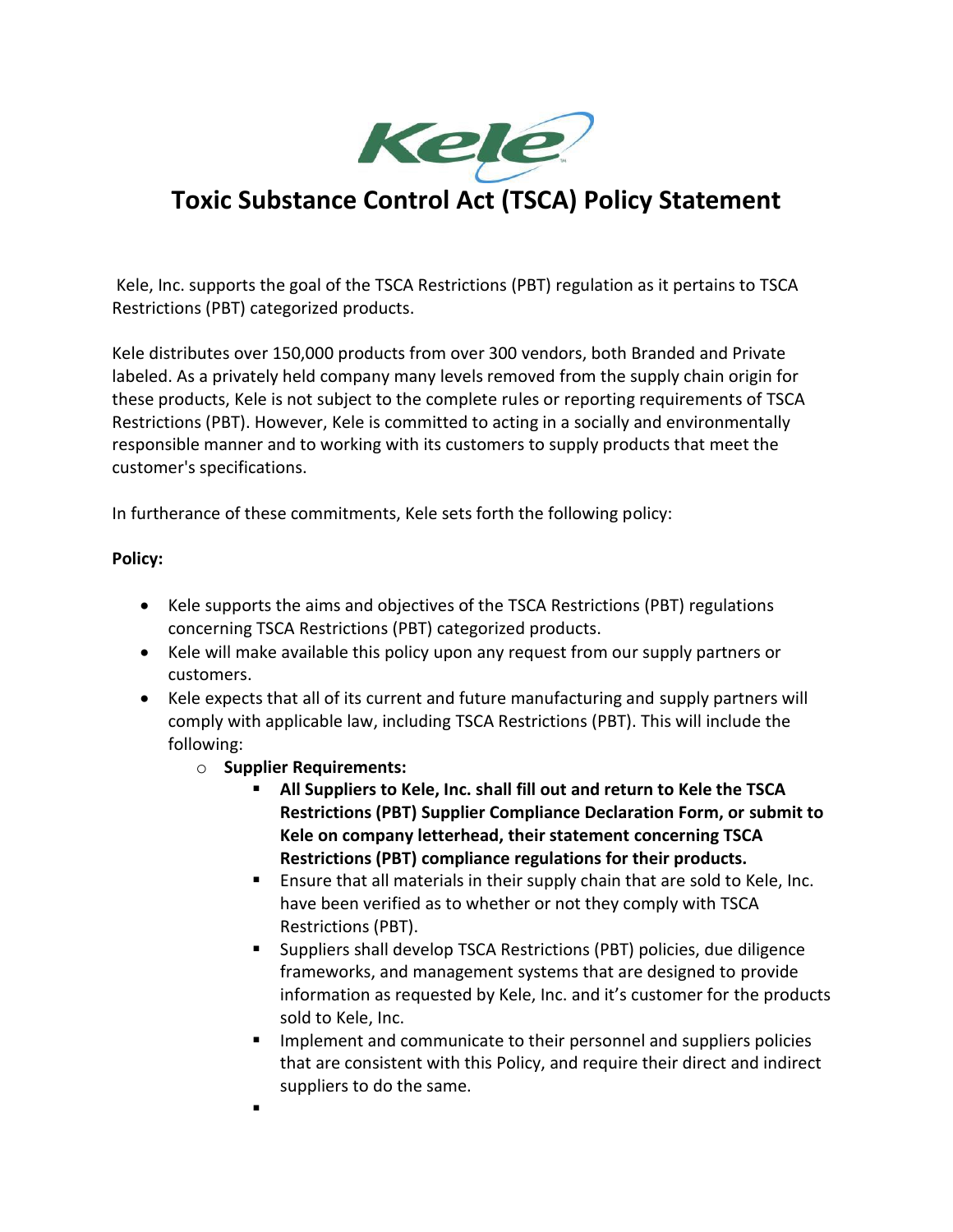# Toxic Substance Control Act (TSCA) Policy Statement

Kele, Inc. supports the goal of the TSCA Restrictions (PBT) regulation as it pertains to TSCA Restrictions (PBT) categorized products.

Kele distributes over 150,000 products from over 300 vendors, both Branded and Private labeled. As a privately held company many levels removed from the supply chain origin for these products, Kele is not subject to the complete rules or reporting requirements of TSCA Restrictions (PBT). However, Kele is committed to acting in a socially and environmentally responsible manner and to working with its customers to supply products that meet the customer's specifications.

In furtherance of these commitments, Kele sets forth the following policy:

**Policy:**

- Kele supports the aims and objectives of the TSCA Restrictions (PBT) regulations concerning TSCA Restrictions (PBT) categorized products.
- Kele will make available this policy upon any request from our supply partners or customers.
- Kele expects that all of its current and future manufacturing and supply partners will comply with applicable law, including TSCA Restrictions (PBT). This will include the following:
  - **Supplier Requirements:**
    - **All Suppliers to Kele, Inc. shall fill out and return to Kele the TSCA Restrictions (PBT) Supplier Compliance Declaration Form, or submit to Kele on company letterhead, their statement concerning TSCA Restrictions (PBT) compliance regulations for their products.**
    - Ensure that all materials in their supply chain that are sold to Kele, Inc. have been verified as to whether or not they comply with TSCA Restrictions (PBT).
    - Suppliers shall develop TSCA Restrictions (PBT) policies, due diligence frameworks, and management systems that are designed to provide information as requested by Kele, Inc. and it's customer for the products sold to Kele, Inc.
    - Implement and communicate to their personnel and suppliers policies that are consistent with this Policy, and require their direct and indirect suppliers to do the same.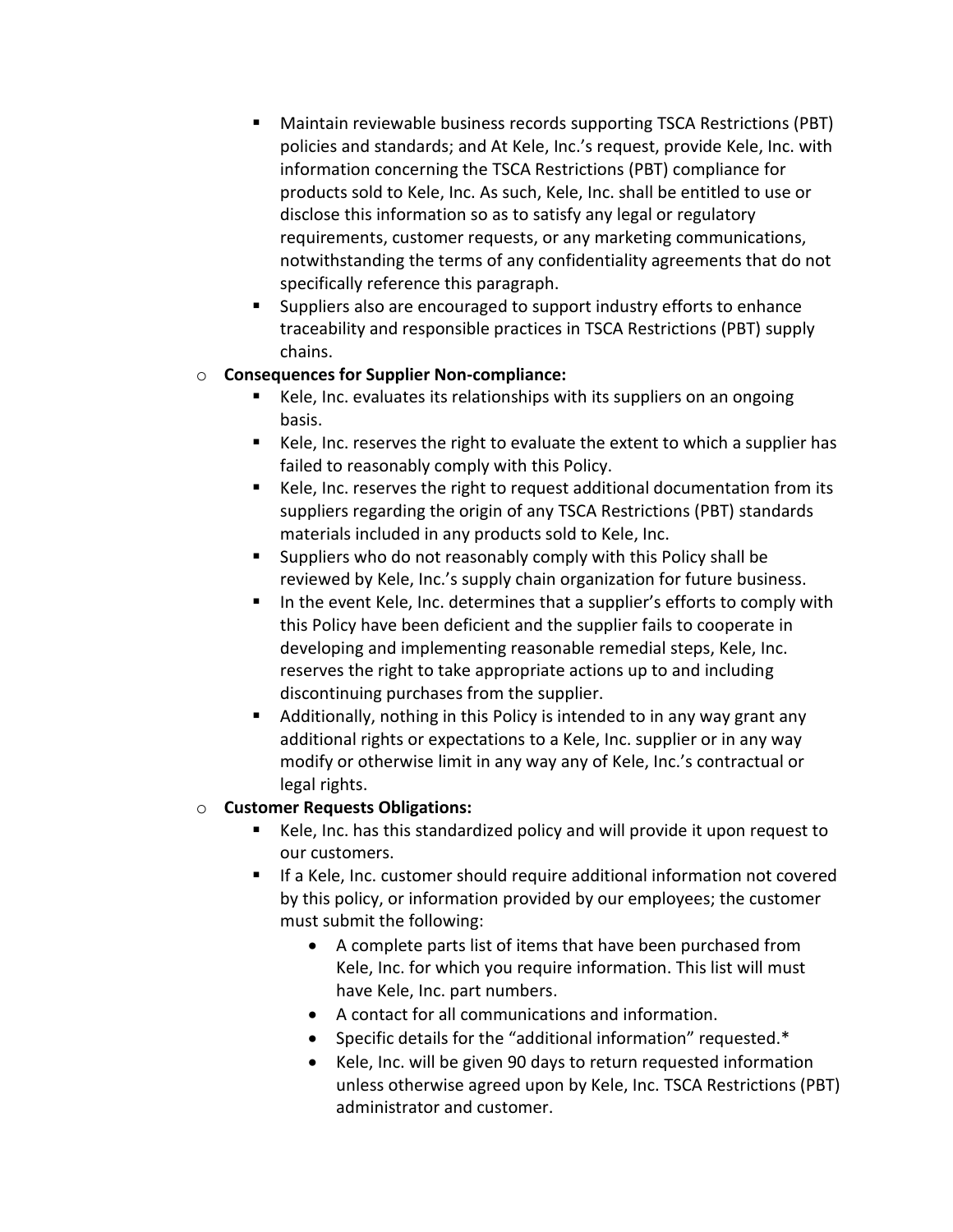- Maintain reviewable business records supporting TSCA Restrictions (PBT) policies and standards; and At Kele, Inc.'s request, provide Kele, Inc. with information concerning the TSCA Restrictions (PBT) compliance for products sold to Kele, Inc. As such, Kele, Inc. shall be entitled to use or disclose this information so as to satisfy any legal or regulatory requirements, customer requests, or any marketing communications, notwithstanding the terms of any confidentiality agreements that do not specifically reference this paragraph.
- Suppliers also are encouraged to support industry efforts to enhance traceability and responsible practices in TSCA Restrictions (PBT) supply chains.

- **Consequences for Supplier Non-compliance:**
  - Kele, Inc. evaluates its relationships with its suppliers on an ongoing basis.
  - Kele, Inc. reserves the right to evaluate the extent to which a supplier has failed to reasonably comply with this Policy.
  - Kele, Inc. reserves the right to request additional documentation from its suppliers regarding the origin of any TSCA Restrictions (PBT) standards materials included in any products sold to Kele, Inc.
  - Suppliers who do not reasonably comply with this Policy shall be reviewed by Kele, Inc.'s supply chain organization for future business.
  - In the event Kele, Inc. determines that a supplier's efforts to comply with this Policy have been deficient and the supplier fails to cooperate in developing and implementing reasonable remedial steps, Kele, Inc. reserves the right to take appropriate actions up to and including discontinuing purchases from the supplier.
  - Additionally, nothing in this Policy is intended to in any way grant any additional rights or expectations to a Kele, Inc. supplier or in any way modify or otherwise limit in any way any of Kele, Inc.'s contractual or legal rights.

- **Customer Requests Obligations:**
  - Kele, Inc. has this standardized policy and will provide it upon request to our customers.
  - If a Kele, Inc. customer should require additional information not covered by this policy, or information provided by our employees; the customer must submit the following:
    - A complete parts list of items that have been purchased from Kele, Inc. for which you require information. This list will must have Kele, Inc. part numbers.
    - A contact for all communications and information.
    - Specific details for the "additional information" requested.*
    - Kele, Inc. will be given 90 days to return requested information unless otherwise agreed upon by Kele, Inc. TSCA Restrictions (PBT) administrator and customer.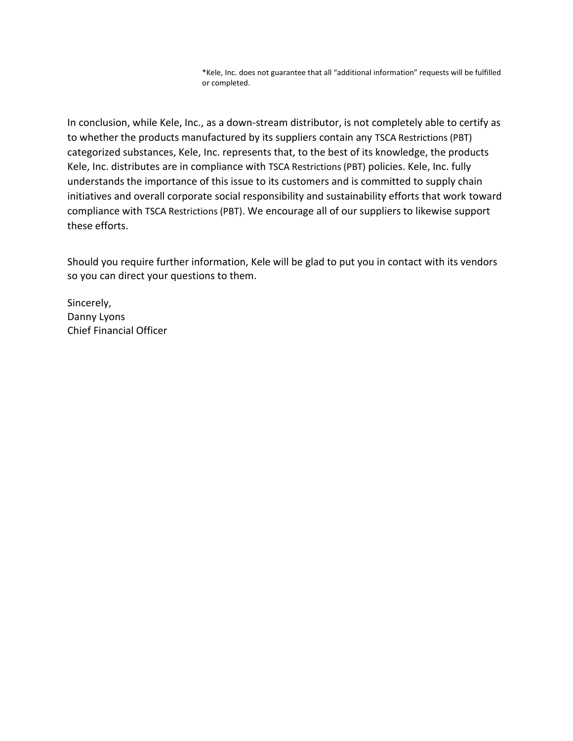*Kele, Inc. does not guarantee that all "additional information" requests will be fulfilled or completed.

In conclusion, while Kele, Inc., as a down-stream distributor, is not completely able to certify as to whether the products manufactured by its suppliers contain any TSCA Restrictions (PBT) categorized substances, Kele, Inc. represents that, to the best of its knowledge, the products Kele, Inc. distributes are in compliance with TSCA Restrictions (PBT) policies. Kele, Inc. fully understands the importance of this issue to its customers and is committed to supply chain initiatives and overall corporate social responsibility and sustainability efforts that work toward compliance with TSCA Restrictions (PBT). We encourage all of our suppliers to likewise support these efforts.

Should you require further information, Kele will be glad to put you in contact with its vendors so you can direct your questions to them.

Sincerely,  
Danny Lyons  
Chief Financial Officer